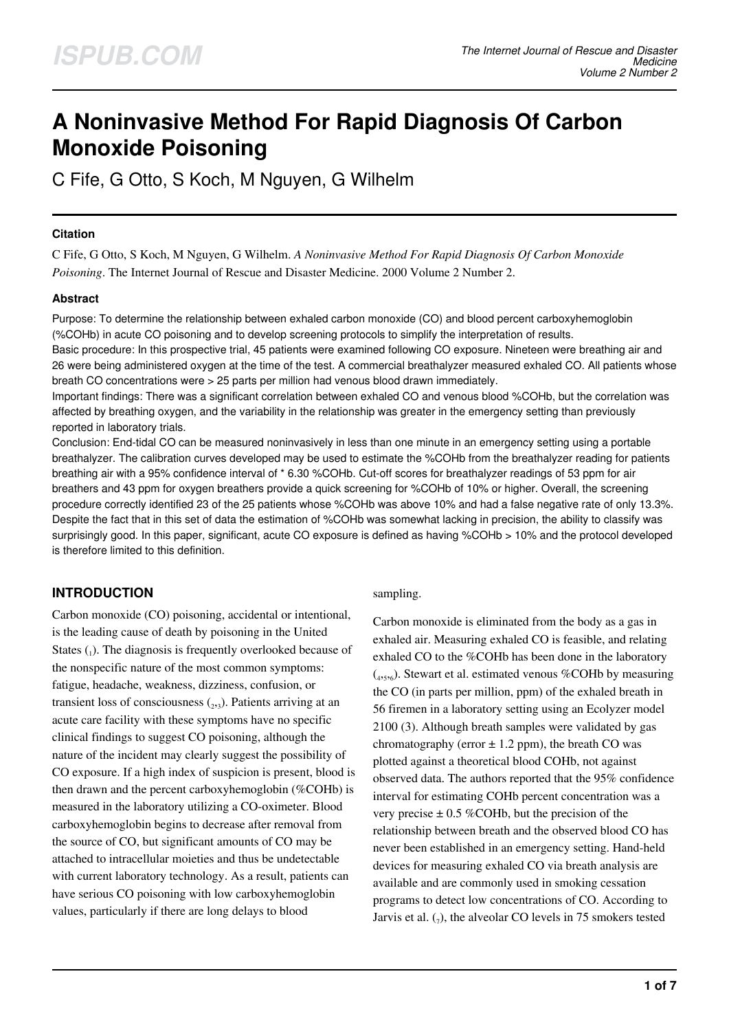# A Noninvasive Method For Rapid Diagnosis Of Carbon Monoxide Poisoning

C Fife, G Otto, S Koch, M Nguyen, G Wilhelm

#### Citation

C Fife, G Otto, S Koch, M Nguyen, G Wilhelm. *A Noninvasive Method For Rapid Diagnosis Of Carbon Monoxide Poisoning*. The Internet Journal of Rescue and Disaster Medicine. 2000 Volume 2 Number 2.

#### Abstract

Purpose: To determine the relationship between exhaled carbon monoxide (CO) and blood percent carboxyhemoglobin (%COHb) in acute CO poisoning and to develop screening protocols to simplify the interpretation of results.
Basic procedure: In this prospective trial, 45 patients were examined following CO exposure. Nineteen were breathing air and 26 were being administered oxygen at the time of the test. A commercial breathalyzer measured exhaled CO. All patients whose breath CO concentrations were > 25 parts per million had venous blood drawn immediately.
Important findings: There was a significant correlation between exhaled CO and venous blood %COHb, but the correlation was affected by breathing oxygen, and the variability in the relationship was greater in the emergency setting than previously reported in laboratory trials.
Conclusion: End-tidal CO can be measured noninvasively in less than one minute in an emergency setting using a portable breathalyzer. The calibration curves developed may be used to estimate the %COHb from the breathalyzer reading for patients breathing air with a 95% confidence interval of * 6.30 %COHb. Cut-off scores for breathalyzer readings of 53 ppm for air breathers and 43 ppm for oxygen breathers provide a quick screening for %COHb of 10% or higher. Overall, the screening procedure correctly identified 23 of the 25 patients whose %COHb was above 10% and had a false negative rate of only 13.3%. Despite the fact that in this set of data the estimation of %COHb was somewhat lacking in precision, the ability to classify was surprisingly good. In this paper, significant, acute CO exposure is defined as having %COHb > 10% and the protocol developed is therefore limited to this definition.

## INTRODUCTION

Carbon monoxide (CO) poisoning, accidental or intentional, is the leading cause of death by poisoning in the United States [1]. The diagnosis is frequently overlooked because of the nonspecific nature of the most common symptoms: fatigue, headache, weakness, dizziness, confusion, or transient loss of consciousness [2,3]. Patients arriving at an acute care facility with these symptoms have no specific clinical findings to suggest CO poisoning, although the nature of the incident may clearly suggest the possibility of CO exposure. If a high index of suspicion is present, blood is then drawn and the percent carboxyhemoglobin (%COHb) is measured in the laboratory utilizing a CO-oximeter. Blood carboxyhemoglobin begins to decrease after removal from the source of CO, but significant amounts of CO may be attached to intracellular moieties and thus be undetectable with current laboratory technology. As a result, patients can have serious CO poisoning with low carboxyhemoglobin values, particularly if there are long delays to blood sampling.

Carbon monoxide is eliminated from the body as a gas in exhaled air. Measuring exhaled CO is feasible, and relating exhaled CO to the %COHb has been done in the laboratory [4,5,6]. Stewart et al. estimated venous %COHb by measuring the CO (in parts per million, ppm) of the exhaled breath in 56 firemen in a laboratory setting using an Ecolyzer model 2100 (3). Although breath samples were validated by gas chromatography (error ± 1.2 ppm), the breath CO was plotted against a theoretical blood COHb, not against observed data. The authors reported that the 95% confidence interval for estimating COHb percent concentration was a very precise ± 0.5 %COHb, but the precision of the relationship between breath and the observed blood CO has never been established in an emergency setting. Hand-held devices for measuring exhaled CO via breath analysis are available and are commonly used in smoking cessation programs to detect low concentrations of CO. According to Jarvis et al. [7], the alveolar CO levels in 75 smokers tested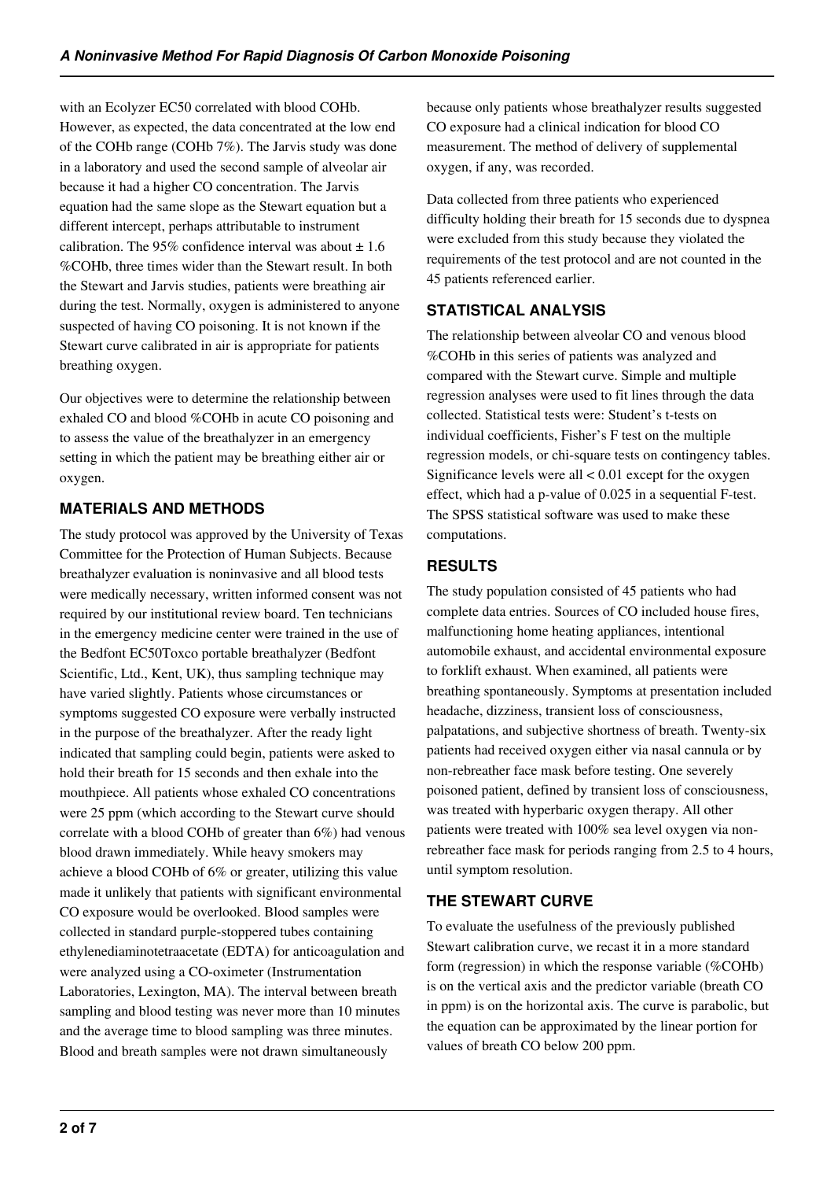with an Ecolyzer EC50 correlated with blood COHb. However, as expected, the data concentrated at the low end of the COHb range (COHb 7%). The Jarvis study was done in a laboratory and used the second sample of alveolar air because it had a higher CO concentration. The Jarvis equation had the same slope as the Stewart equation but a different intercept, perhaps attributable to instrument calibration. The 95% confidence interval was about ± 1.6 %COHb, three times wider than the Stewart result. In both the Stewart and Jarvis studies, patients were breathing air during the test. Normally, oxygen is administered to anyone suspected of having CO poisoning. It is not known if the Stewart curve calibrated in air is appropriate for patients breathing oxygen.

Our objectives were to determine the relationship between exhaled CO and blood %COHb in acute CO poisoning and to assess the value of the breathalyzer in an emergency setting in which the patient may be breathing either air or oxygen.

## MATERIALS AND METHODS

The study protocol was approved by the University of Texas Committee for the Protection of Human Subjects. Because breathalyzer evaluation is noninvasive and all blood tests were medically necessary, written informed consent was not required by our institutional review board. Ten technicians in the emergency medicine center were trained in the use of the Bedfont EC50Toxco portable breathalyzer (Bedfont Scientific, Ltd., Kent, UK), thus sampling technique may have varied slightly. Patients whose circumstances or symptoms suggested CO exposure were verbally instructed in the purpose of the breathalyzer. After the ready light indicated that sampling could begin, patients were asked to hold their breath for 15 seconds and then exhale into the mouthpiece. All patients whose exhaled CO concentrations were 25 ppm (which according to the Stewart curve should correlate with a blood COHb of greater than 6%) had venous blood drawn immediately. While heavy smokers may achieve a blood COHb of 6% or greater, utilizing this value made it unlikely that patients with significant environmental CO exposure would be overlooked. Blood samples were collected in standard purple-stoppered tubes containing ethylenediaminotetraacetate (EDTA) for anticoagulation and were analyzed using a CO-oximeter (Instrumentation Laboratories, Lexington, MA). The interval between breath sampling and blood testing was never more than 10 minutes and the average time to blood sampling was three minutes. Blood and breath samples were not drawn simultaneously because only patients whose breathalyzer results suggested CO exposure had a clinical indication for blood CO measurement. The method of delivery of supplemental oxygen, if any, was recorded.

Data collected from three patients who experienced difficulty holding their breath for 15 seconds due to dyspnea were excluded from this study because they violated the requirements of the test protocol and are not counted in the 45 patients referenced earlier.

## STATISTICAL ANALYSIS

The relationship between alveolar CO and venous blood %COHb in this series of patients was analyzed and compared with the Stewart curve. Simple and multiple regression analyses were used to fit lines through the data collected. Statistical tests were: Student's t-tests on individual coefficients, Fisher's F test on the multiple regression models, or chi-square tests on contingency tables. Significance levels were all $< 0.01$ except for the oxygen effect, which had a p-value of 0.025 in a sequential F-test. The SPSS statistical software was used to make these computations.

## RESULTS

The study population consisted of 45 patients who had complete data entries. Sources of CO included house fires, malfunctioning home heating appliances, intentional automobile exhaust, and accidental environmental exposure to forklift exhaust. When examined, all patients were breathing spontaneously. Symptoms at presentation included headache, dizziness, transient loss of consciousness, palpatations, and subjective shortness of breath. Twenty-six patients had received oxygen either via nasal cannula or by non-rebreather face mask before testing. One severely poisoned patient, defined by transient loss of consciousness, was treated with hyperbaric oxygen therapy. All other patients were treated with 100% sea level oxygen via non-rebreather face mask for periods ranging from 2.5 to 4 hours, until symptom resolution.

## THE STEWART CURVE

To evaluate the usefulness of the previously published Stewart calibration curve, we recast it in a more standard form (regression) in which the response variable (%COHb) is on the vertical axis and the predictor variable (breath CO in ppm) is on the horizontal axis. The curve is parabolic, but the equation can be approximated by the linear portion for values of breath CO below 200 ppm.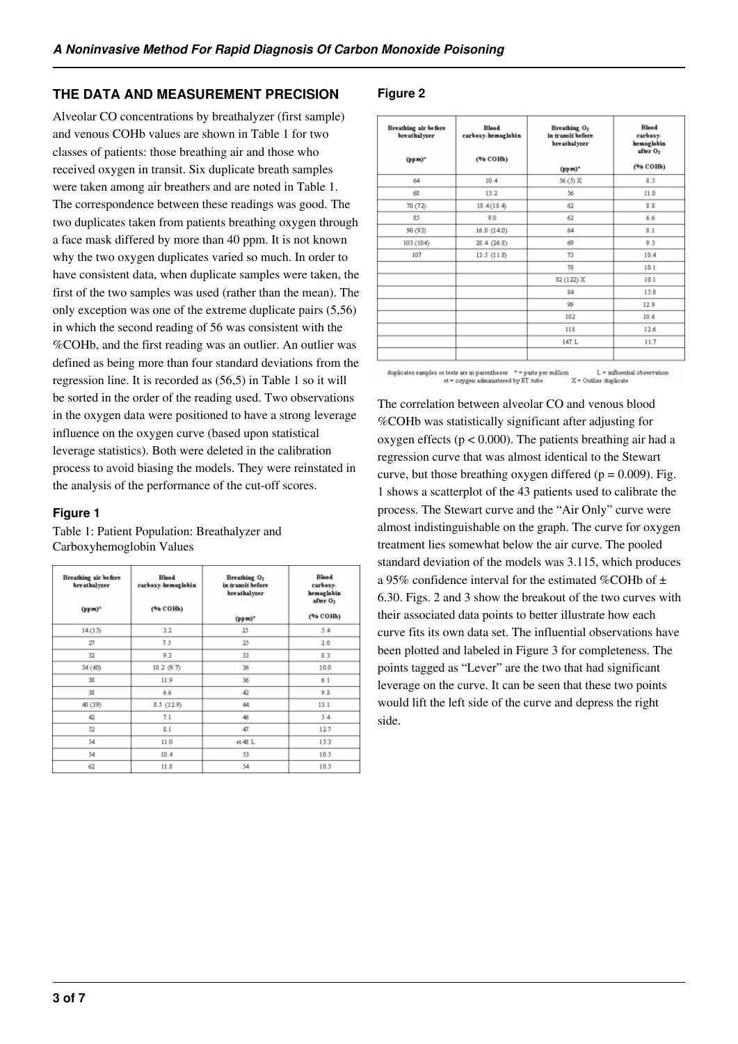## THE DATA AND MEASUREMENT PRECISION

Alveolar CO concentrations by breathalyzer (first sample) and venous COHb values are shown in Table 1 for two classes of patients: those breathing air and those who received oxygen in transit. Six duplicate breath samples were taken among air breathers and are noted in Table 1. The correspondence between these readings was good. The two duplicates taken from patients breathing oxygen through a face mask differed by more than 40 ppm. It is not known why the two oxygen duplicates varied so much. In order to have consistent data, when duplicate samples were taken, the first of the two samples was used (rather than the mean). The only exception was one of the extreme duplicate pairs (5,56) in which the second reading of 56 was consistent with the %COHb, and the first reading was an outlier. An outlier was defined as being more than four standard deviations from the regression line. It is recorded as (56,5) in Table 1 so it will be sorted in the order of the reading used. Two observations in the oxygen data were positioned to have a strong leverage influence on the oxygen curve (based upon statistical leverage statistics). Both were deleted in the calibration process to avoid biasing the models. They were reinstated in the analysis of the performance of the cut-off scores.

### Figure 1

Table 1: Patient Population: Breathalyzer and Carboxyhemoglobin Values

| Breathing air before breathalyzer (ppm)* | Blood carboxy-hemoglobin (% COHb) | Breathing $O_2$ in transit before breathalyzer (ppm)* | Blood carboxy-hemoglobin after $O_2$ (% COHb) |
|---|---|---|---|
| 14 (15) | 3.2 | 25 | 5.4 |
| 27 | 7.5 | 25 | 2.0 |
| 32 | 9.3 | 33 | 8.3 |
| 34 (40) | 10.2 (9.7) | 36 | 10.0 |
| 38 | 11.9 | 36 | 6.1 |
| 38 | 6.6 | 42 | 9.8 |
| 40 (39) | 8.5 (12.9) | 44 | 13.1 |
| 42 | 7.1 | 46 | 5.4 |
| 52 | 8.1 | 47 | 12.7 |
| 54 | 11.0 | et 48 L | 15.3 |
| 54 | 10.4 | 53 | 10.5 |
| 62 | 11.8 | 54 | 10.5 |

### Figure 2

| Breathing air before breathalyzer (ppm)* | Blood carboxy-hemoglobin (% COHb) | Breathing $O_2$ in transit before breathalyzer (ppm)* | Blood carboxy-hemoglobin after $O_2$ (% COHb) |
|---|---|---|---|
| 64 | 10.4 | 56 (5) X | 8.5 |
| 68 | 13.2 | 56 | 11.0 |
| 70 (72) | 18.4 (18.4) | 62 | 8.8 |
| 85 | 9.0 | 62 | 6.6 |
| 90 (93) | 16.0 (14.0) | 64 | 8.1 |
| 103 (104) | 28.4 (26.8) | 69 | 9.3 |
| 107 | 13.5 (11.8) | 73 | 10.4 |
| | | 78 | 10.1 |
| | | 82 (122) X | 10.1 |
| | | 84 | 15.8 |
| | | 99 | 12.9 |
| | | 102 | 10.6 |
| | | 118 | 12.6 |
| | | 147 L | 11.7 |
| | | | |

duplicates samples or tests are in parentheses * = parts per million L = influential observation
et = oxygen administered by ET tube X = Outlier duplicate

The correlation between alveolar CO and venous blood %COHb was statistically significant after adjusting for oxygen effects ($p < 0.000$). The patients breathing air had a regression curve that was almost identical to the Stewart curve, but those breathing oxygen differed ($p = 0.009$). Fig. 1 shows a scatterplot of the 43 patients used to calibrate the process. The Stewart curve and the "Air Only" curve were almost indistinguishable on the graph. The curve for oxygen treatment lies somewhat below the air curve. The pooled standard deviation of the models was 3.115, which produces a 95% confidence interval for the estimated %COHb of ± 6.30. Figs. 2 and 3 show the breakout of the two curves with their associated data points to better illustrate how each curve fits its own data set. The influential observations have been plotted and labeled in Figure 3 for completeness. The points tagged as "Lever" are the two that had significant leverage on the curve. It can be seen that these two points would lift the left side of the curve and depress the right side.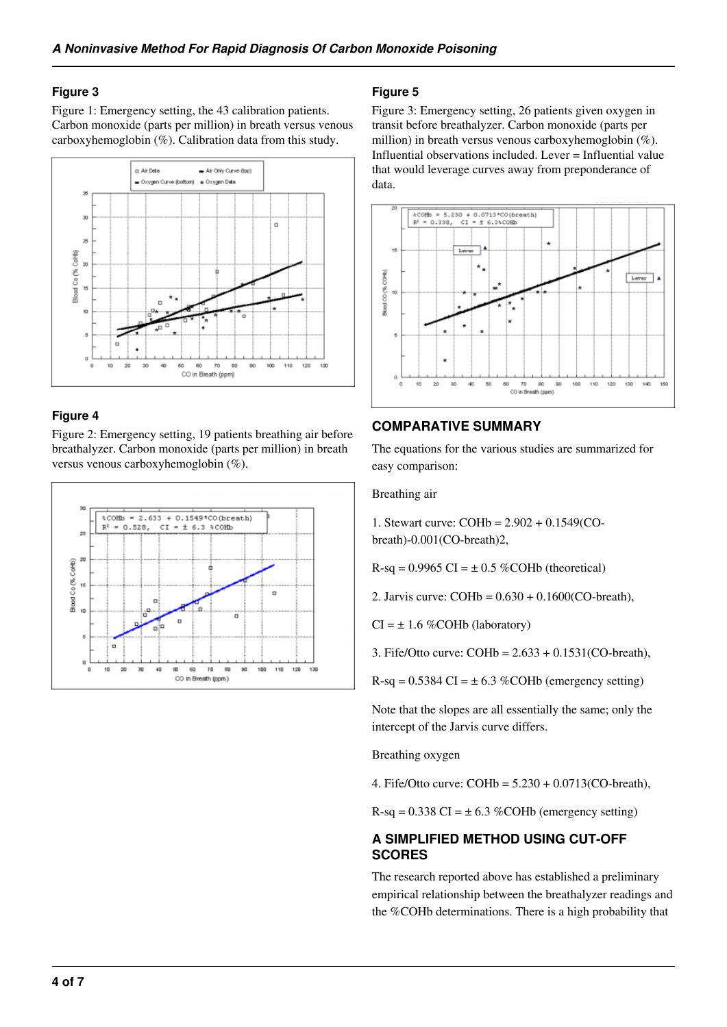### Figure 3

Figure 1: Emergency setting, the 43 calibration patients. Carbon monoxide (parts per million) in breath versus venous carboxyhemoglobin (%). Calibration data from this study.

### Figure 4

Figure 2: Emergency setting, 19 patients breathing air before breathalyzer. Carbon monoxide (parts per million) in breath versus venous carboxyhemoglobin (%).

### Figure 5

Figure 3: Emergency setting, 26 patients given oxygen in transit before breathalyzer. Carbon monoxide (parts per million) in breath versus venous carboxyhemoglobin (%). Influential observations included. Lever = Influential value that would leverage curves away from preponderance of data.

## COMPARATIVE SUMMARY

The equations for the various studies are summarized for easy comparison:

Breathing air

1. Stewart curve: COHb = 2.902 + 0.1549(CO-breath)-0.001(CO-breath)2,

R-sq = 0.9965 CI = ± 0.5 %COHb (theoretical)

2. Jarvis curve: COHb = 0.630 + 0.1600(CO-breath),

CI = ± 1.6 %COHb (laboratory)

3. Fife/Otto curve: COHb = 2.633 + 0.1531(CO-breath),

R-sq = 0.5384 CI = ± 6.3 %COHb (emergency setting)

Note that the slopes are all essentially the same; only the intercept of the Jarvis curve differs.

Breathing oxygen

4. Fife/Otto curve: COHb = 5.230 + 0.0713(CO-breath),

R-sq = 0.338 CI = ± 6.3 %COHb (emergency setting)

## A SIMPLIFIED METHOD USING CUT-OFF SCORES

The research reported above has established a preliminary empirical relationship between the breathalyzer readings and the %COHb determinations. There is a high probability that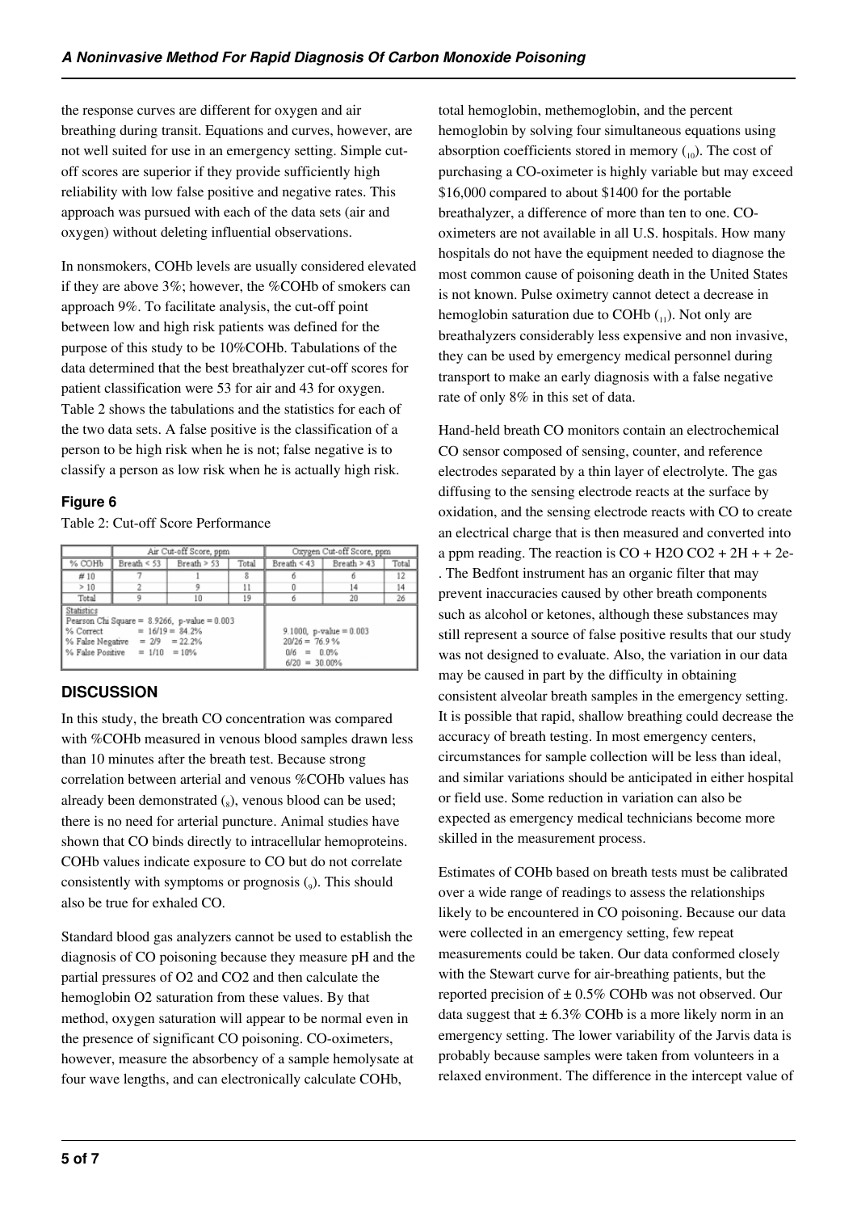the response curves are different for oxygen and air breathing during transit. Equations and curves, however, are not well suited for use in an emergency setting. Simple cut-off scores are superior if they provide sufficiently high reliability with low false positive and negative rates. This approach was pursued with each of the data sets (air and oxygen) without deleting influential observations.

In nonsmokers, COHb levels are usually considered elevated if they are above 3%; however, the %COHb of smokers can approach 9%. To facilitate analysis, the cut-off point between low and high risk patients was defined for the purpose of this study to be 10%COHb. Tabulations of the data determined that the best breathalyzer cut-off scores for patient classification were 53 for air and 43 for oxygen. Table 2 shows the tabulations and the statistics for each of the two data sets. A false positive is the classification of a person to be high risk when he is not; false negative is to classify a person as low risk when he is actually high risk.

### Figure 6

Table 2: Cut-off Score Performance

| | Air Cut-off Score, ppm | | | Oxygen Cut-off Score, ppm | | |
|---|---|---|---|---|---|---|
| % COHb | Breath < 53 | Breath > 53 | Total | Breath < 43 | Breath > 43 | Total |
| # 10 | 7 | 1 | 8 | 6 | 6 | 12 |
| > 10 | 2 | 9 | 11 | 0 | 14 | 14 |
| Total | 9 | 10 | 19 | 6 | 20 | 26 |
| Statistics<br>Pearson Chi Square = 8.9266, p-value = 0.003<br>% Correct = 16/19 = 84.2%<br>% False Negative = 2/9 = 22.2%<br>% False Positive = 1/10 = 10% | | | | 9.1000, p-value = 0.003<br>20/26 = 76.9 %<br>0/6 = 0.0%<br>6/20 = 30.00% | | |

## DISCUSSION

In this study, the breath CO concentration was compared with %COHb measured in venous blood samples drawn less than 10 minutes after the breath test. Because strong correlation between arterial and venous %COHb values has already been demonstrated (8), venous blood can be used; there is no need for arterial puncture. Animal studies have shown that CO binds directly to intracellular hemoproteins. COHb values indicate exposure to CO but do not correlate consistently with symptoms or prognosis (9). This should also be true for exhaled CO.

Standard blood gas analyzers cannot be used to establish the diagnosis of CO poisoning because they measure pH and the partial pressures of $O_2$ and $CO_2$ and then calculate the hemoglobin $O_2$ saturation from these values. By that method, oxygen saturation will appear to be normal even in the presence of significant CO poisoning. CO-oximeters, however, measure the absorbency of a sample hemolysate at four wave lengths, and can electronically calculate COHb, total hemoglobin, methemoglobin, and the percent hemoglobin by solving four simultaneous equations using absorption coefficients stored in memory (10). The cost of purchasing a CO-oximeter is highly variable but may exceed \$16,000 compared to about \$1400 for the portable breathalyzer, a difference of more than ten to one. CO-oximeters are not available in all U.S. hospitals. How many hospitals do not have the equipment needed to diagnose the most common cause of poisoning death in the United States is not known. Pulse oximetry cannot detect a decrease in hemoglobin saturation due to COHb (11). Not only are breathalyzers considerably less expensive and non invasive, they can be used by emergency medical personnel during transport to make an early diagnosis with a false negative rate of only 8% in this set of data.

Hand-held breath CO monitors contain an electrochemical CO sensor composed of sensing, counter, and reference electrodes separated by a thin layer of electrolyte. The gas diffusing to the sensing electrode reacts at the surface by oxidation, and the sensing electrode reacts with CO to create an electrical charge that is then measured and converted into a ppm reading. The reaction is $CO + H_2O\ CO_2 + 2H^+ + 2e^-$. The Bedfont instrument has an organic filter that may prevent inaccuracies caused by other breath components such as alcohol or ketones, although these substances may still represent a source of false positive results that our study was not designed to evaluate. Also, the variation in our data may be caused in part by the difficulty in obtaining consistent alveolar breath samples in the emergency setting. It is possible that rapid, shallow breathing could decrease the accuracy of breath testing. In most emergency centers, circumstances for sample collection will be less than ideal, and similar variations should be anticipated in either hospital or field use. Some reduction in variation can also be expected as emergency medical technicians become more skilled in the measurement process.

Estimates of COHb based on breath tests must be calibrated over a wide range of readings to assess the relationships likely to be encountered in CO poisoning. Because our data were collected in an emergency setting, few repeat measurements could be taken. Our data conformed closely with the Stewart curve for air-breathing patients, but the reported precision of ± 0.5% COHb was not observed. Our data suggest that ± 6.3% COHb is a more likely norm in an emergency setting. The lower variability of the Jarvis data is probably because samples were taken from volunteers in a relaxed environment. The difference in the intercept value of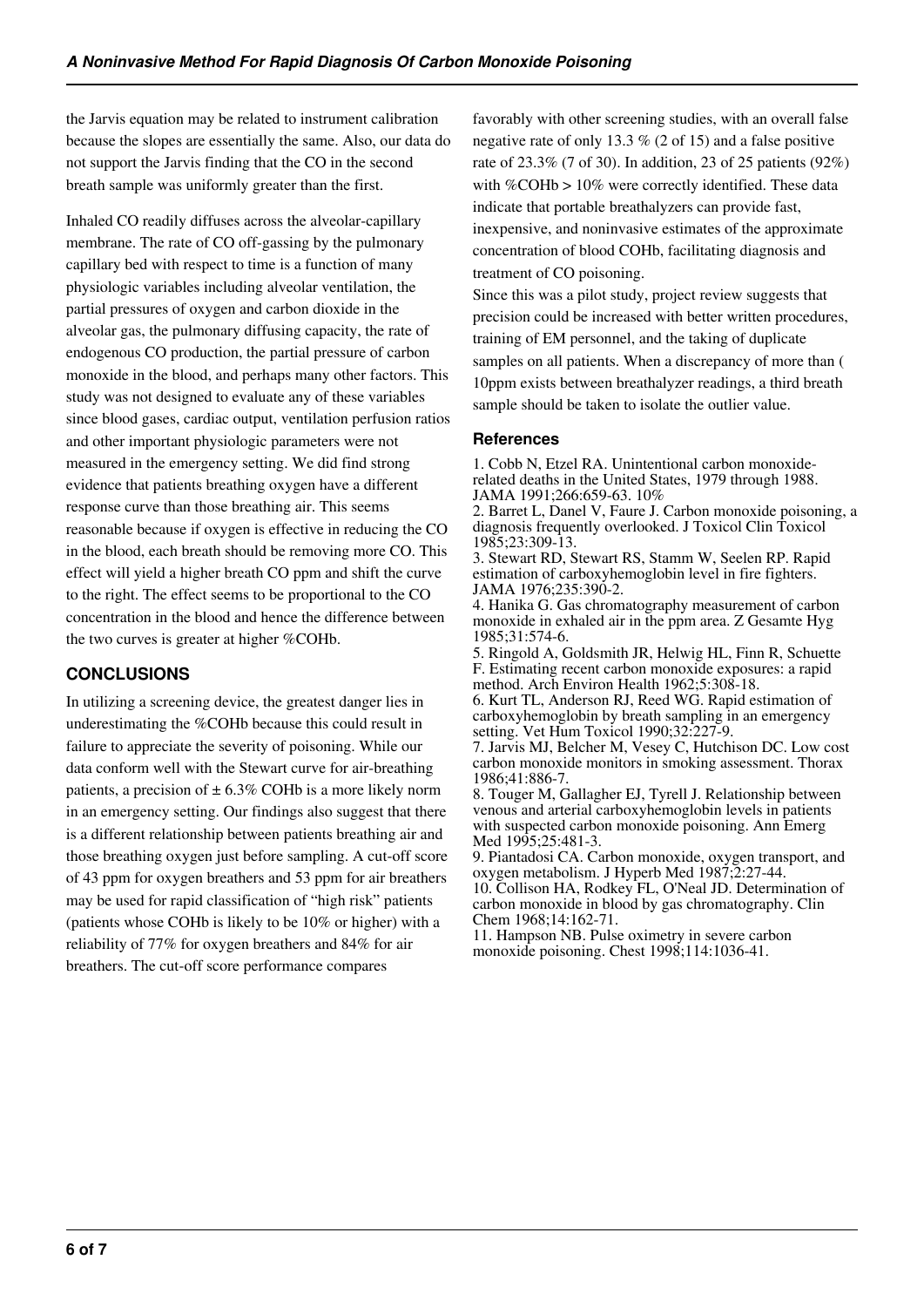the Jarvis equation may be related to instrument calibration because the slopes are essentially the same. Also, our data do not support the Jarvis finding that the CO in the second breath sample was uniformly greater than the first.

Inhaled CO readily diffuses across the alveolar-capillary membrane. The rate of CO off-gassing by the pulmonary capillary bed with respect to time is a function of many physiologic variables including alveolar ventilation, the partial pressures of oxygen and carbon dioxide in the alveolar gas, the pulmonary diffusing capacity, the rate of endogenous CO production, the partial pressure of carbon monoxide in the blood, and perhaps many other factors. This study was not designed to evaluate any of these variables since blood gases, cardiac output, ventilation perfusion ratios and other important physiologic parameters were not measured in the emergency setting. We did find strong evidence that patients breathing oxygen have a different response curve than those breathing air. This seems reasonable because if oxygen is effective in reducing the CO in the blood, each breath should be removing more CO. This effect will yield a higher breath CO ppm and shift the curve to the right. The effect seems to be proportional to the CO concentration in the blood and hence the difference between the two curves is greater at higher %COHb.

## CONCLUSIONS

In utilizing a screening device, the greatest danger lies in underestimating the %COHb because this could result in failure to appreciate the severity of poisoning. While our data conform well with the Stewart curve for air-breathing patients, a precision of ± 6.3% COHb is a more likely norm in an emergency setting. Our findings also suggest that there is a different relationship between patients breathing air and those breathing oxygen just before sampling. A cut-off score of 43 ppm for oxygen breathers and 53 ppm for air breathers may be used for rapid classification of "high risk" patients (patients whose COHb is likely to be 10% or higher) with a reliability of 77% for oxygen breathers and 84% for air breathers. The cut-off score performance compares favorably with other screening studies, with an overall false negative rate of only 13.3 % (2 of 15) and a false positive rate of 23.3% (7 of 30). In addition, 23 of 25 patients (92%) with %COHb > 10% were correctly identified. These data indicate that portable breathalyzers can provide fast, inexpensive, and noninvasive estimates of the approximate concentration of blood COHb, facilitating diagnosis and treatment of CO poisoning.

Since this was a pilot study, project review suggests that precision could be increased with better written procedures, training of EM personnel, and the taking of duplicate samples on all patients. When a discrepancy of more than ( 10ppm exists between breathalyzer readings, a third breath sample should be taken to isolate the outlier value.

### References

1. Cobb N, Etzel RA. Unintentional carbon monoxide-related deaths in the United States, 1979 through 1988. JAMA 1991;266:659-63. 10%
2. Barret L, Danel V, Faure J. Carbon monoxide poisoning, a diagnosis frequently overlooked. J Toxicol Clin Toxicol 1985;23:309-13.
3. Stewart RD, Stewart RS, Stamm W, Seelen RP. Rapid estimation of carboxyhemoglobin level in fire fighters. JAMA 1976;235:390-2.
4. Hanika G. Gas chromatography measurement of carbon monoxide in exhaled air in the ppm area. Z Gesamte Hyg 1985;31:574-6.
5. Ringold A, Goldsmith JR, Helwig HL, Finn R, Schuette F. Estimating recent carbon monoxide exposures: a rapid method. Arch Environ Health 1962;5:308-18.
6. Kurt TL, Anderson RJ, Reed WG. Rapid estimation of carboxyhemoglobin by breath sampling in an emergency setting. Vet Hum Toxicol 1990;32:227-9.
7. Jarvis MJ, Belcher M, Vesey C, Hutchison DC. Low cost carbon monoxide monitors in smoking assessment. Thorax 1986;41:886-7.
8. Touger M, Gallagher EJ, Tyrell J. Relationship between venous and arterial carboxyhemoglobin levels in patients with suspected carbon monoxide poisoning. Ann Emerg Med 1995;25:481-3.
9. Piantadosi CA. Carbon monoxide, oxygen transport, and oxygen metabolism. J Hyperb Med 1987;2:27-44.
10. Collison HA, Rodkey FL, O'Neal JD. Determination of carbon monoxide in blood by gas chromatography. Clin Chem 1968;14:162-71.
11. Hampson NB. Pulse oximetry in severe carbon monoxide poisoning. Chest 1998;114:1036-41.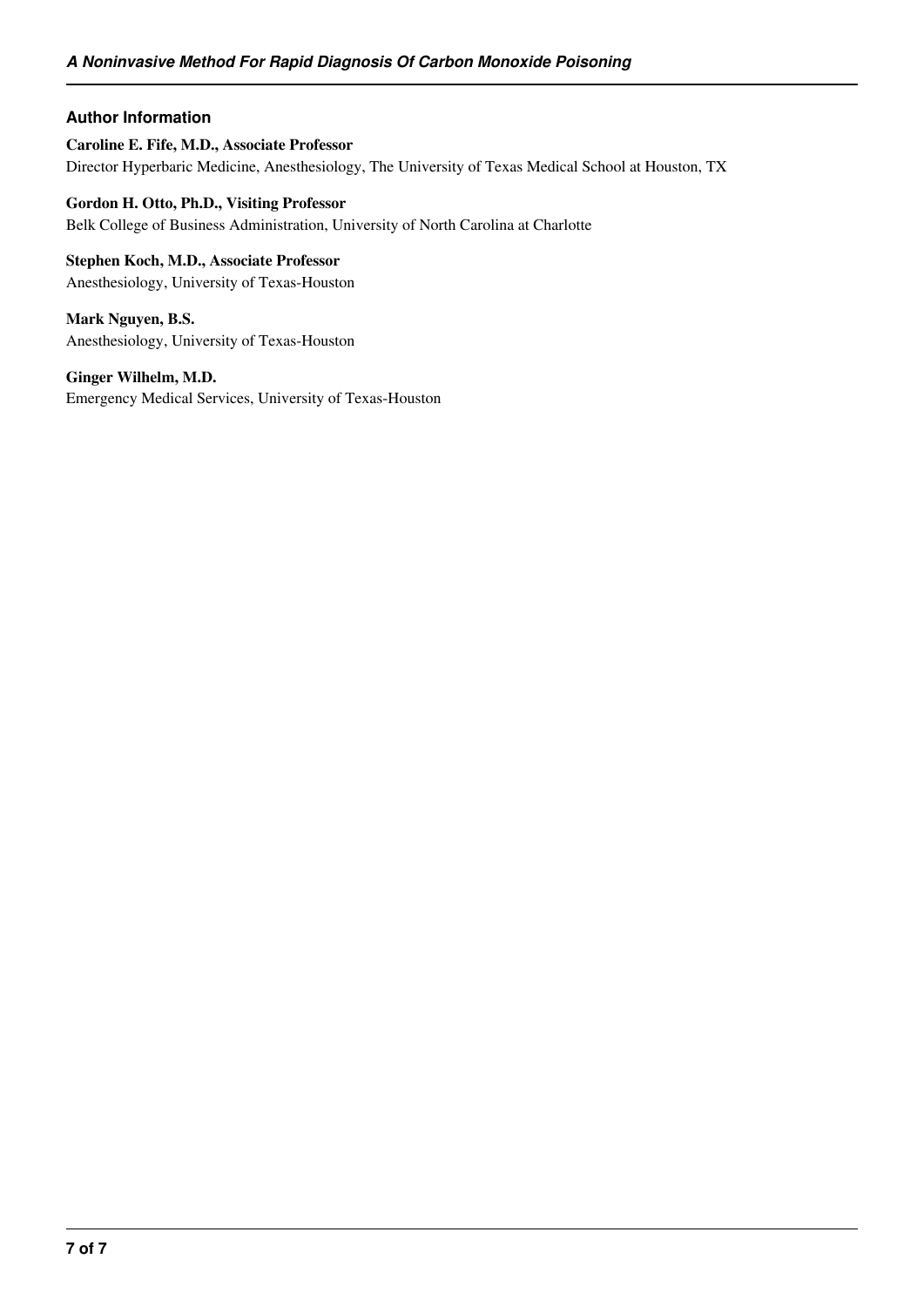## Author Information

**Caroline E. Fife, M.D., Associate Professor**
Director Hyperbaric Medicine, Anesthesiology, The University of Texas Medical School at Houston, TX

**Gordon H. Otto, Ph.D., Visiting Professor**
Belk College of Business Administration, University of North Carolina at Charlotte

**Stephen Koch, M.D., Associate Professor**
Anesthesiology, University of Texas-Houston

**Mark Nguyen, B.S.**
Anesthesiology, University of Texas-Houston

**Ginger Wilhelm, M.D.**
Emergency Medical Services, University of Texas-Houston